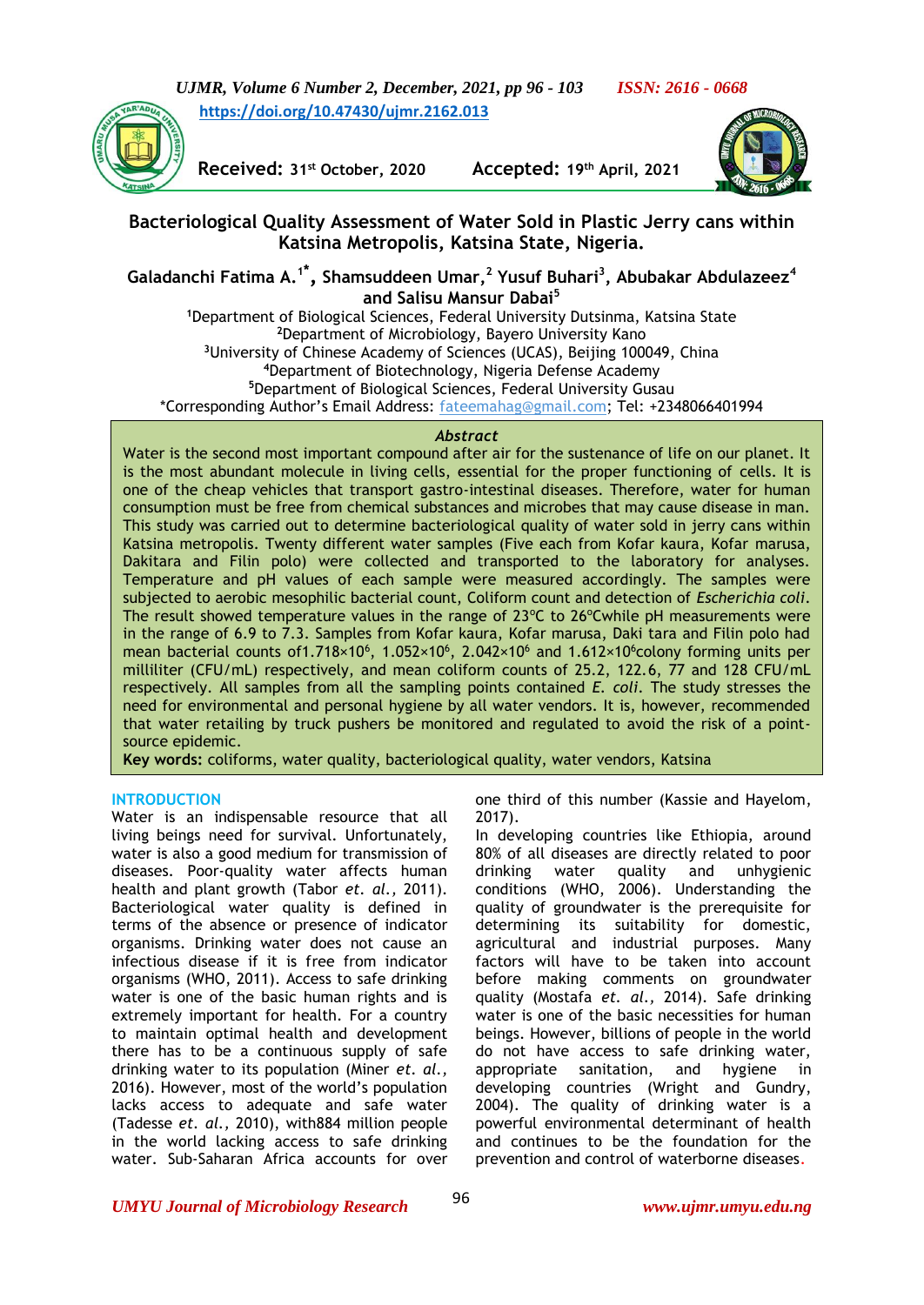https://doi.org/10.47430/ujmr.2162.013

**Received:** 31st October, 2020 **Accepted:** 19th April, 2021

# Bacteriological Quality Assessment of Water Sold in Plastic Jerry cans within Katsina Metropolis, Katsina State, Nigeria.

**Galadanchi Fatima A.[1*], Shamsuddeen Umar,[2] Yusuf Buhari[3], Abubakar Abdulazeez[4] and Salisu Mansur Dabai[5]**

[1]Department of Biological Sciences, Federal University Dutsinma, Katsina State
[2]Department of Microbiology, Bayero University Kano
[3]University of Chinese Academy of Sciences (UCAS), Beijing 100049, China
[4]Department of Biotechnology, Nigeria Defense Academy
[5]Department of Biological Sciences, Federal University Gusau
*Corresponding Author's Email Address: fateemahag@gmail.com; Tel: +2348066401994

## *Abstract*

Water is the second most important compound after air for the sustenance of life on our planet. It is the most abundant molecule in living cells, essential for the proper functioning of cells. It is one of the cheap vehicles that transport gastro-intestinal diseases. Therefore, water for human consumption must be free from chemical substances and microbes that may cause disease in man. This study was carried out to determine bacteriological quality of water sold in jerry cans within Katsina metropolis. Twenty different water samples (Five each from Kofar kaura, Kofar marusa, Dakitara and Filin polo) were collected and transported to the laboratory for analyses. Temperature and pH values of each sample were measured accordingly. The samples were subjected to aerobic mesophilic bacterial count, Coliform count and detection of *Escherichia coli*. The result showed temperature values in the range of 23°C to 26°Cwhile pH measurements were in the range of 6.9 to 7.3. Samples from Kofar kaura, Kofar marusa, Daki tara and Filin polo had mean bacterial counts of$1.718\times10^6$, $1.052\times10^6$, $2.042\times10^6$ and $1.612\times10^6$colony forming units per milliliter (CFU/mL) respectively, and mean coliform counts of 25.2, 122.6, 77 and 128 CFU/mL respectively. All samples from all the sampling points contained *E. coli*. The study stresses the need for environmental and personal hygiene by all water vendors. It is, however, recommended that water retailing by truck pushers be monitored and regulated to avoid the risk of a point-source epidemic.

**Key words:** coliforms, water quality, bacteriological quality, water vendors, Katsina

## INTRODUCTION

Water is an indispensable resource that all living beings need for survival. Unfortunately, water is also a good medium for transmission of diseases. Poor-quality water affects human health and plant growth (Tabor *et. al.,* 2011). Bacteriological water quality is defined in terms of the absence or presence of indicator organisms. Drinking water does not cause an infectious disease if it is free from indicator organisms (WHO, 2011). Access to safe drinking water is one of the basic human rights and is extremely important for health. For a country to maintain optimal health and development there has to be a continuous supply of safe drinking water to its population (Miner *et. al.,* 2016). However, most of the world's population lacks access to adequate and safe water (Tadesse *et. al.,* 2010), with884 million people in the world lacking access to safe drinking water. Sub-Saharan Africa accounts for over one third of this number (Kassie and Hayelom, 2017).

In developing countries like Ethiopia, around 80% of all diseases are directly related to poor drinking water quality and unhygienic conditions (WHO, 2006). Understanding the quality of groundwater is the prerequisite for determining its suitability for domestic, agricultural and industrial purposes. Many factors will have to be taken into account before making comments on groundwater quality (Mostafa *et. al.,* 2014). Safe drinking water is one of the basic necessities for human beings. However, billions of people in the world do not have access to safe drinking water, appropriate sanitation, and hygiene in developing countries (Wright and Gundry, 2004). The quality of drinking water is a powerful environmental determinant of health and continues to be the foundation for the prevention and control of waterborne diseases.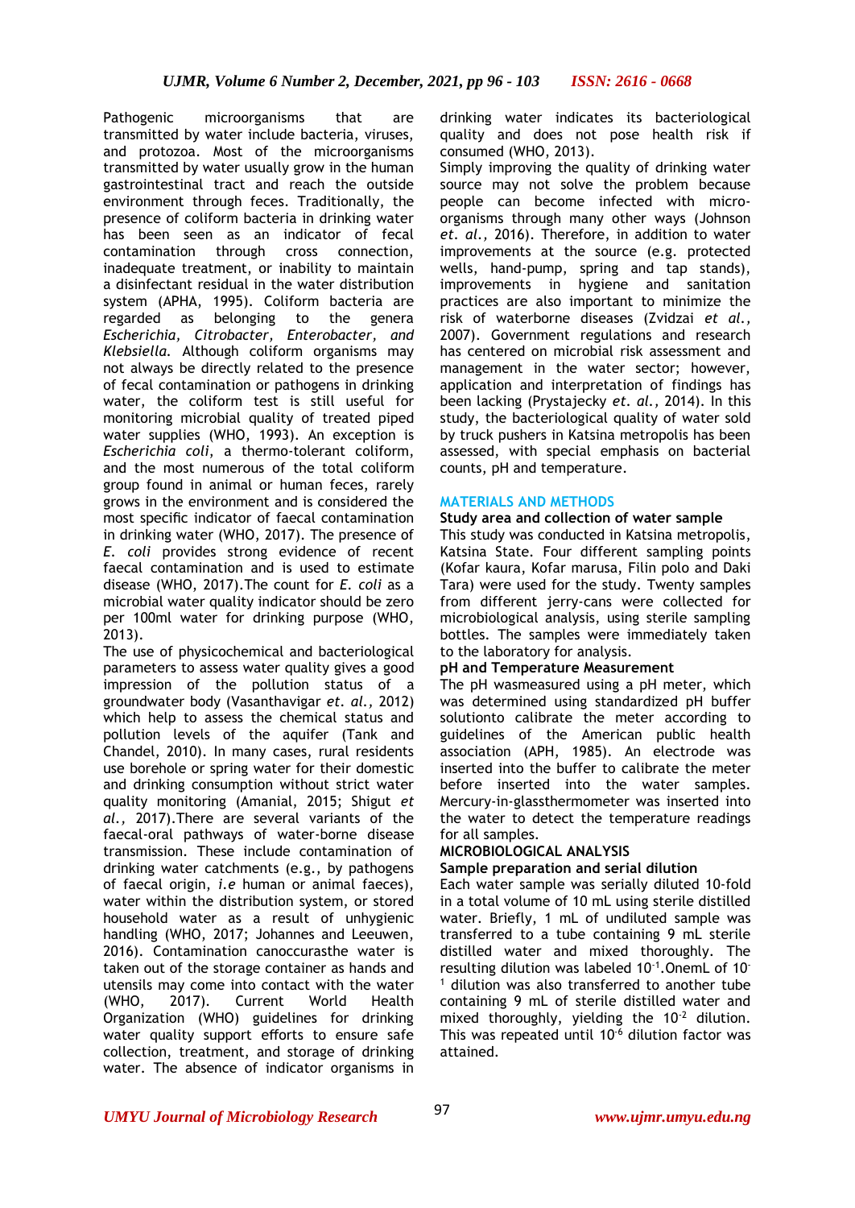Pathogenic microorganisms that are transmitted by water include bacteria, viruses, and protozoa. Most of the microorganisms transmitted by water usually grow in the human gastrointestinal tract and reach the outside environment through feces. Traditionally, the presence of coliform bacteria in drinking water has been seen as an indicator of fecal contamination through cross connection, inadequate treatment, or inability to maintain a disinfectant residual in the water distribution system (APHA, 1995). Coliform bacteria are regarded as belonging to the genera *Escherichia, Citrobacter, Enterobacter, and Klebsiella.* Although coliform organisms may not always be directly related to the presence of fecal contamination or pathogens in drinking water, the coliform test is still useful for monitoring microbial quality of treated piped water supplies (WHO, 1993). An exception is *Escherichia coli*, a thermo-tolerant coliform, and the most numerous of the total coliform group found in animal or human feces, rarely grows in the environment and is considered the most specific indicator of faecal contamination in drinking water (WHO, 2017). The presence of *E. coli* provides strong evidence of recent faecal contamination and is used to estimate disease (WHO, 2017).The count for *E. coli* as a microbial water quality indicator should be zero per 100ml water for drinking purpose (WHO, 2013).

The use of physicochemical and bacteriological parameters to assess water quality gives a good impression of the pollution status of a groundwater body (Vasanthavigar *et. al.,* 2012) which help to assess the chemical status and pollution levels of the aquifer (Tank and Chandel, 2010). In many cases, rural residents use borehole or spring water for their domestic and drinking consumption without strict water quality monitoring (Amanial, 2015; Shigut *et al.,* 2017).There are several variants of the faecal-oral pathways of water-borne disease transmission. These include contamination of drinking water catchments (e.g., by pathogens of faecal origin, *i.e* human or animal faeces), water within the distribution system, or stored household water as a result of unhygienic handling (WHO, 2017; Johannes and Leeuwen, 2016). Contamination canoccurasthe water is taken out of the storage container as hands and utensils may come into contact with the water (WHO, 2017). Current World Health Organization (WHO) guidelines for drinking water quality support efforts to ensure safe collection, treatment, and storage of drinking water. The absence of indicator organisms in drinking water indicates its bacteriological quality and does not pose health risk if consumed (WHO, 2013).

Simply improving the quality of drinking water source may not solve the problem because people can become infected with micro-organisms through many other ways (Johnson *et. al.,* 2016). Therefore, in addition to water improvements at the source (e.g. protected wells, hand-pump, spring and tap stands), improvements in hygiene and sanitation practices are also important to minimize the risk of waterborne diseases (Zvidzai *et al.,* 2007). Government regulations and research has centered on microbial risk assessment and management in the water sector; however, application and interpretation of findings has been lacking (Prystajecky *et. al.,* 2014). In this study, the bacteriological quality of water sold by truck pushers in Katsina metropolis has been assessed, with special emphasis on bacterial counts, pH and temperature.

## MATERIALS AND METHODS

### Study area and collection of water sample

This study was conducted in Katsina metropolis, Katsina State. Four different sampling points (Kofar kaura, Kofar marusa, Filin polo and Daki Tara) were used for the study. Twenty samples from different jerry-cans were collected for microbiological analysis, using sterile sampling bottles. The samples were immediately taken to the laboratory for analysis.

### pH and Temperature Measurement

The pH wasmeasured using a pH meter, which was determined using standardized pH buffer solutionto calibrate the meter according to guidelines of the American public health association (APH, 1985). An electrode was inserted into the buffer to calibrate the meter before inserted into the water samples. Mercury-in-glassthermometer was inserted into the water to detect the temperature readings for all samples.

### MICROBIOLOGICAL ANALYSIS

### Sample preparation and serial dilution

Each water sample was serially diluted 10-fold in a total volume of 10 mL using sterile distilled water. Briefly, 1 mL of undiluted sample was transferred to a tube containing 9 mL sterile distilled water and mixed thoroughly. The resulting dilution was labeled $10^{-1}$.OnemL of $10^{-1}$ dilution was also transferred to another tube containing 9 mL of sterile distilled water and mixed thoroughly, yielding the $10^{-2}$ dilution. This was repeated until $10^{-6}$ dilution factor was attained.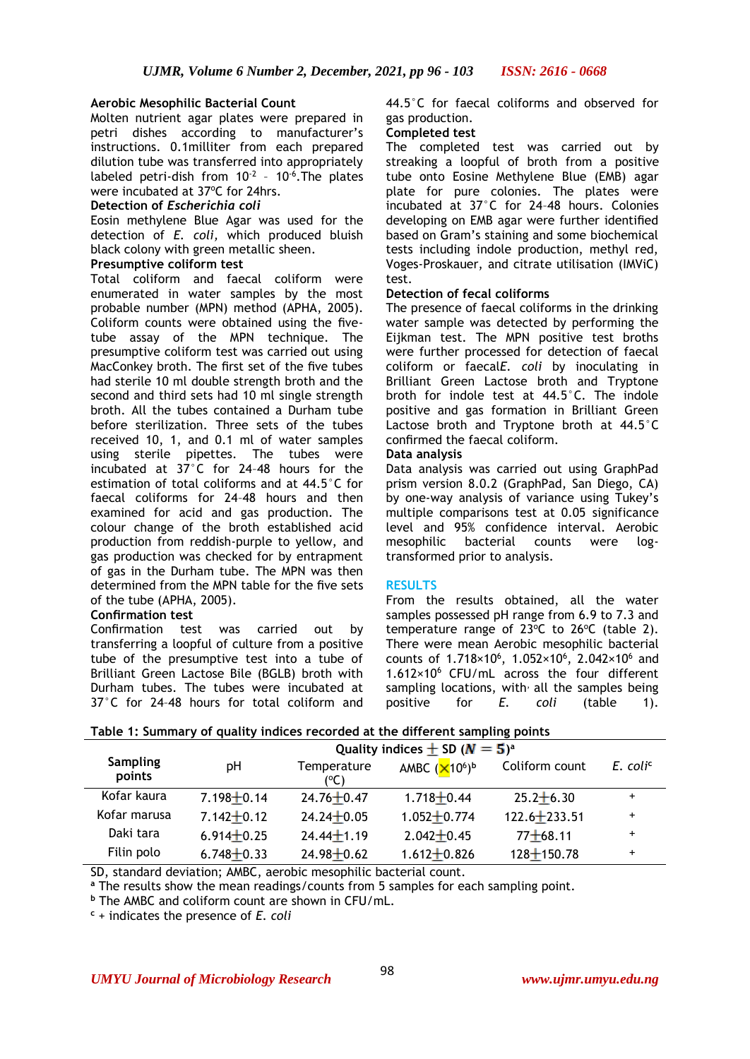**Aerobic Mesophilic Bacterial Count**

Molten nutrient agar plates were prepared in petri dishes according to manufacturer's instructions. 0.1milliter from each prepared dilution tube was transferred into appropriately labeled petri-dish from $10^{-2}$ – $10^{-6}$.The plates were incubated at 37ºC for 24hrs.

**Detection of *Escherichia coli***

Eosin methylene Blue Agar was used for the detection of *E. coli*, which produced bluish black colony with green metallic sheen.

**Presumptive coliform test**

Total coliform and faecal coliform were enumerated in water samples by the most probable number (MPN) method (APHA, 2005). Coliform counts were obtained using the five-tube assay of the MPN technique. The presumptive coliform test was carried out using MacConkey broth. The first set of the five tubes had sterile 10 ml double strength broth and the second and third sets had 10 ml single strength broth. All the tubes contained a Durham tube before sterilization. Three sets of the tubes received 10, 1, and 0.1 ml of water samples using sterile pipettes. The tubes were incubated at 37°C for 24–48 hours for the estimation of total coliforms and at 44.5°C for faecal coliforms for 24–48 hours and then examined for acid and gas production. The colour change of the broth established acid production from reddish-purple to yellow, and gas production was checked for by entrapment of gas in the Durham tube. The MPN was then determined from the MPN table for the five sets of the tube (APHA, 2005).

**Confirmation test**

Confirmation test was carried out by transferring a loopful of culture from a positive tube of the presumptive test into a tube of Brilliant Green Lactose Bile (BGLB) broth with Durham tubes. The tubes were incubated at 37°C for 24–48 hours for total coliform and 44.5°C for faecal coliforms and observed for gas production.

**Completed test**

The completed test was carried out by streaking a loopful of broth from a positive tube onto Eosine Methylene Blue (EMB) agar plate for pure colonies. The plates were incubated at 37°C for 24–48 hours. Colonies developing on EMB agar were further identified based on Gram's staining and some biochemical tests including indole production, methyl red, Voges-Proskauer, and citrate utilisation (IMViC) test.

**Detection of fecal coliforms**

The presence of faecal coliforms in the drinking water sample was detected by performing the Eijkman test. The MPN positive test broths were further processed for detection of faecal coliform or faecal*E. coli* by inoculating in Brilliant Green Lactose broth and Tryptone broth for indole test at 44.5°C. The indole positive and gas formation in Brilliant Green Lactose broth and Tryptone broth at 44.5°C confirmed the faecal coliform.

**Data analysis**

Data analysis was carried out using GraphPad prism version 8.0.2 (GraphPad, San Diego, CA) by one-way analysis of variance using Tukey's multiple comparisons test at 0.05 significance level and 95% confidence interval. Aerobic mesophilic bacterial counts were log-transformed prior to analysis.

## RESULTS

From the results obtained, all the water samples possessed pH range from 6.9 to 7.3 and temperature range of 23ºC to 26ºC (table 2). There were mean Aerobic mesophilic bacterial counts of $1.718\times10^6$, $1.052\times10^6$, $2.042\times10^6$ and $1.612\times10^6$ CFU/mL across the four different sampling locations, with all the samples being positive for *E. coli* (table 1).

**Table 1: Summary of quality indices recorded at the different sampling points**

| Sampling points | Quality indices ± SD ($N = 5$)[a] | | | | |
|---|---|---|---|---|---|
| | pH | Temperature (ºC) | AMBC ($\times10^6$)[b] | Coliform count | *E. coli*[c] |
| Kofar kaura | 7.198±0.14 | 24.76±0.47 | 1.718±0.44 | 25.2±6.30 | + |
| Kofar marusa | 7.142±0.12 | 24.24±0.05 | 1.052±0.774 | 122.6±233.51 | + |
| Daki tara | 6.914±0.25 | 24.44±1.19 | 2.042±0.45 | 77±68.11 | + |
| Filin polo | 6.748±0.33 | 24.98±0.62 | 1.612±0.826 | 128±150.78 | + |

SD, standard deviation; AMBC, aerobic mesophilic bacterial count.

[a] The results show the mean readings/counts from 5 samples for each sampling point.

[b] The AMBC and coliform count are shown in CFU/mL.

[c] + indicates the presence of *E. coli*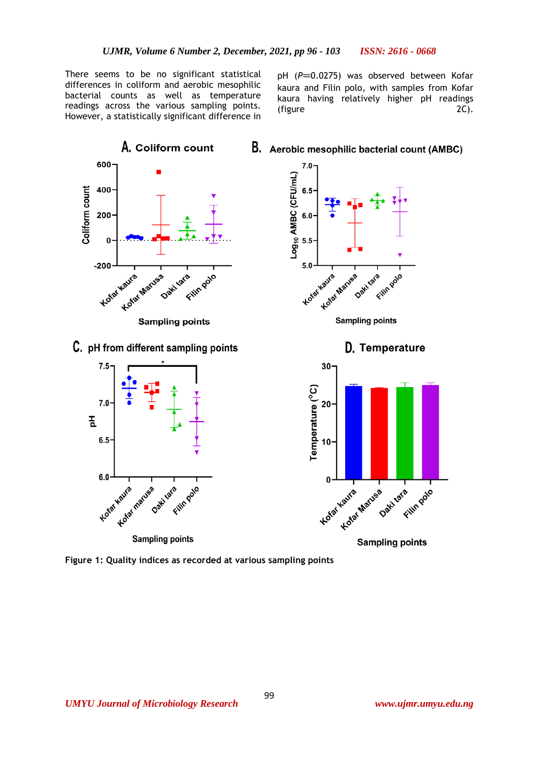There seems to be no significant statistical differences in coliform and aerobic mesophilic bacterial counts as well as temperature readings across the various sampling points. However, a statistically significant difference in pH ($P$=0.0275) was observed between Kofar kaura and Filin polo, with samples from Kofar kaura having relatively higher pH readings (figure 2C).

Figure 1: Quality indices as recorded at various sampling points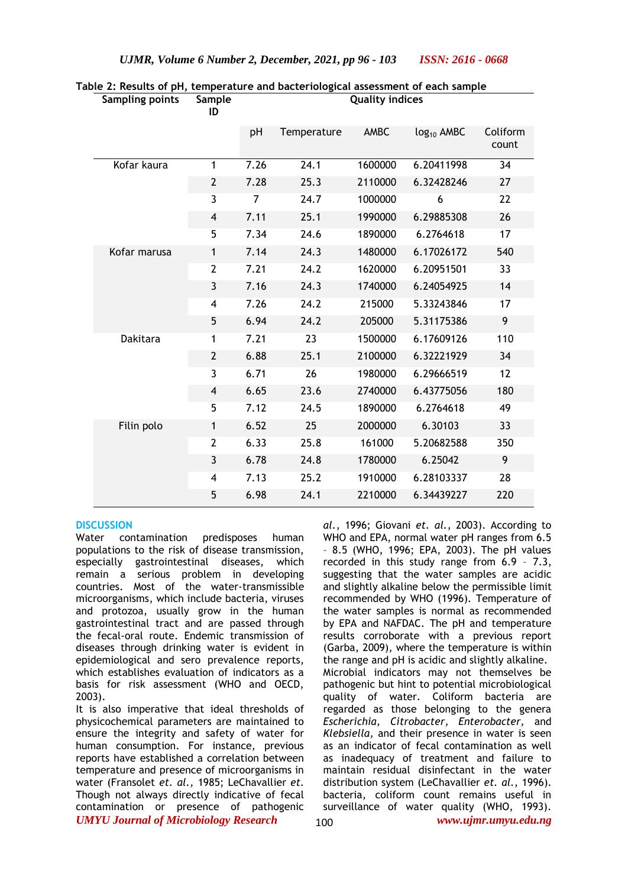**Table 2: Results of pH, temperature and bacteriological assessment of each sample**

| Sampling points | Sample ID | Quality indices | | | | |
|---|---|---|---|---|---|---|
| | | pH | Temperature | AMBC | $\log_{10}$ AMBC | Coliform count |
| Kofar kaura | 1 | 7.26 | 24.1 | 1600000 | 6.20411998 | 34 |
| | 2 | 7.28 | 25.3 | 2110000 | 6.32428246 | 27 |
| | 3 | 7 | 24.7 | 1000000 | 6 | 22 |
| | 4 | 7.11 | 25.1 | 1990000 | 6.29885308 | 26 |
| | 5 | 7.34 | 24.6 | 1890000 | 6.2764618 | 17 |
| Kofar marusa | 1 | 7.14 | 24.3 | 1480000 | 6.17026172 | 540 |
| | 2 | 7.21 | 24.2 | 1620000 | 6.20951501 | 33 |
| | 3 | 7.16 | 24.3 | 1740000 | 6.24054925 | 14 |
| | 4 | 7.26 | 24.2 | 215000 | 5.33243846 | 17 |
| | 5 | 6.94 | 24.2 | 205000 | 5.31175386 | 9 |
| Dakitara | 1 | 7.21 | 23 | 1500000 | 6.17609126 | 110 |
| | 2 | 6.88 | 25.1 | 2100000 | 6.32221929 | 34 |
| | 3 | 6.71 | 26 | 1980000 | 6.29666519 | 12 |
| | 4 | 6.65 | 23.6 | 2740000 | 6.43775056 | 180 |
| | 5 | 7.12 | 24.5 | 1890000 | 6.2764618 | 49 |
| Filin polo | 1 | 6.52 | 25 | 2000000 | 6.30103 | 33 |
| | 2 | 6.33 | 25.8 | 161000 | 5.20682588 | 350 |
| | 3 | 6.78 | 24.8 | 1780000 | 6.25042 | 9 |
| | 4 | 7.13 | 25.2 | 1910000 | 6.28103337 | 28 |
| | 5 | 6.98 | 24.1 | 2210000 | 6.34439227 | 220 |

## DISCUSSION

Water contamination predisposes human populations to the risk of disease transmission, especially gastrointestinal diseases, which remain a serious problem in developing countries. Most of the water-transmissible microorganisms, which include bacteria, viruses and protozoa, usually grow in the human gastrointestinal tract and are passed through the fecal-oral route. Endemic transmission of diseases through drinking water is evident in epidemiological and sero prevalence reports, which establishes evaluation of indicators as a basis for risk assessment (WHO and OECD, 2003).

It is also imperative that ideal thresholds of physicochemical parameters are maintained to ensure the integrity and safety of water for human consumption. For instance, previous reports have established a correlation between temperature and presence of microorganisms in water (Fransolet *et. al.*, 1985; LeChavallier *et. al.*, 1996; Giovani *et. al.*, 2003). According to WHO and EPA, normal water pH ranges from 6.5 – 8.5 (WHO, 1996; EPA, 2003). The pH values recorded in this study range from 6.9 – 7.3, suggesting that the water samples are acidic and slightly alkaline below the permissible limit recommended by WHO (1996). Temperature of the water samples is normal as recommended by EPA and NAFDAC. The pH and temperature results corroborate with a previous report (Garba, 2009), where the temperature is within the range and pH is acidic and slightly alkaline.

Microbial indicators may not themselves be pathogenic but hint to potential microbiological quality of water. Coliform bacteria are regarded as those belonging to the genera *Escherichia*, *Citrobacter*, *Enterobacter*, and *Klebsiella*, and their presence in water is seen as an indicator of fecal contamination as well as inadequacy of treatment and failure to maintain residual disinfectant in the water distribution system (LeChavallier *et. al.*, 1996). Though not always directly indicative of fecal contamination or presence of pathogenic bacteria, coliform count remains useful in surveillance of water quality (WHO, 1993).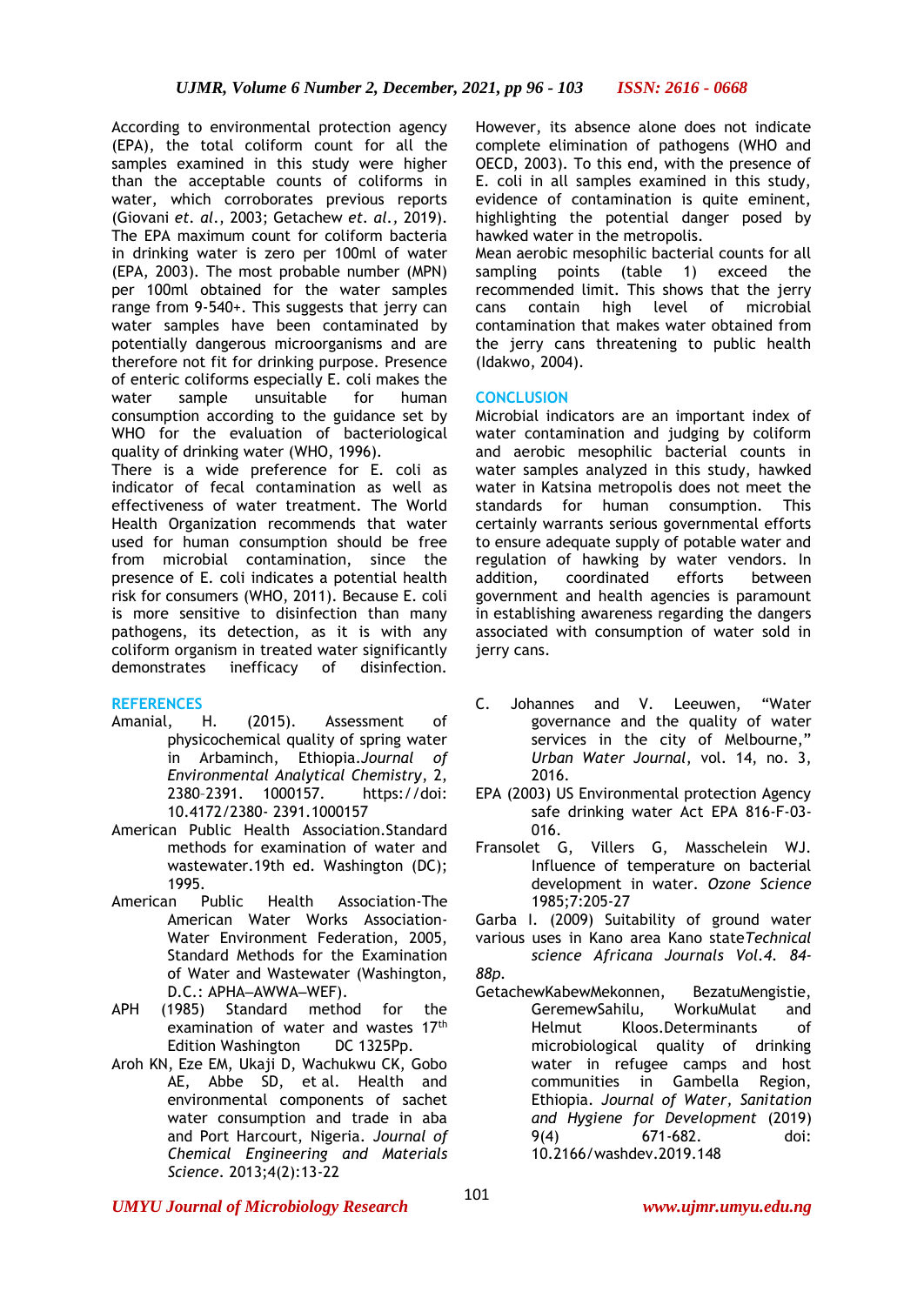According to environmental protection agency (EPA), the total coliform count for all the samples examined in this study were higher than the acceptable counts of coliforms in water, which corroborates previous reports (Giovani *et. al.*, 2003; Getachew *et. al.*, 2019). The EPA maximum count for coliform bacteria in drinking water is zero per 100ml of water (EPA, 2003). The most probable number (MPN) per 100ml obtained for the water samples range from 9-540+. This suggests that jerry can water samples have been contaminated by potentially dangerous microorganisms and are therefore not fit for drinking purpose. Presence of enteric coliforms especially E. coli makes the water sample unsuitable for human consumption according to the guidance set by WHO for the evaluation of bacteriological quality of drinking water (WHO, 1996).

There is a wide preference for E. coli as indicator of fecal contamination as well as effectiveness of water treatment. The World Health Organization recommends that water used for human consumption should be free from microbial contamination, since the presence of E. coli indicates a potential health risk for consumers (WHO, 2011). Because E. coli is more sensitive to disinfection than many pathogens, its detection, as it is with any coliform organism in treated water significantly demonstrates inefficacy of disinfection. However, its absence alone does not indicate complete elimination of pathogens (WHO and OECD, 2003). To this end, with the presence of E. coli in all samples examined in this study, evidence of contamination is quite eminent, highlighting the potential danger posed by hawked water in the metropolis.

Mean aerobic mesophilic bacterial counts for all sampling points (table 1) exceed the recommended limit. This shows that the jerry cans contain high level of microbial contamination that makes water obtained from the jerry cans threatening to public health (Idakwo, 2004).

## CONCLUSION

Microbial indicators are an important index of water contamination and judging by coliform and aerobic mesophilic bacterial counts in water samples analyzed in this study, hawked water in Katsina metropolis does not meet the standards for human consumption. This certainly warrants serious governmental efforts to ensure adequate supply of potable water and regulation of hawking by water vendors. In addition, coordinated efforts between government and health agencies is paramount in establishing awareness regarding the dangers associated with consumption of water sold in jerry cans.

## REFERENCES

Amanial, H. (2015). Assessment of physicochemical quality of spring water in Arbaminch, Ethiopia.*Journal of Environmental Analytical Chemistry*, 2, 2380–2391. 1000157. https://doi: 10.4172/2380- 2391.1000157

American Public Health Association.Standard methods for examination of water and wastewater.19th ed. Washington (DC); 1995.

American Public Health Association-The American Water Works Association-Water Environment Federation, 2005, Standard Methods for the Examination of Water and Wastewater (Washington, D.C.: APHA—AWWA—WEF).

APH (1985) Standard method for the examination of water and wastes 17th Edition Washington DC 1325Pp.

Aroh KN, Eze EM, Ukaji D, Wachukwu CK, Gobo AE, Abbe SD, et al. Health and environmental components of sachet water consumption and trade in aba and Port Harcourt, Nigeria. *Journal of Chemical Engineering and Materials Science*. 2013;4(2):13-22

C. Johannes and V. Leeuwen, "Water governance and the quality of water services in the city of Melbourne," *Urban Water Journal*, vol. 14, no. 3, 2016.

EPA (2003) US Environmental protection Agency safe drinking water Act EPA 816-F-03-016.

Fransolet G, Villers G, Masschelein WJ. Influence of temperature on bacterial development in water. *Ozone Science* 1985;7:205-27

Garba I. (2009) Suitability of ground water various uses in Kano area Kano state*Technical science Africana Journals Vol.4. 84-88p.*

GetachewKabewMekonnen, BezatuMengistie, GeremewSahilu, WorkuMulat and Helmut Kloos.Determinants of microbiological quality of drinking water in refugee camps and host communities in Gambella Region, Ethiopia. *Journal of Water, Sanitation and Hygiene for Development* (2019) 9(4) 671-682. doi: 10.2166/washdev.2019.148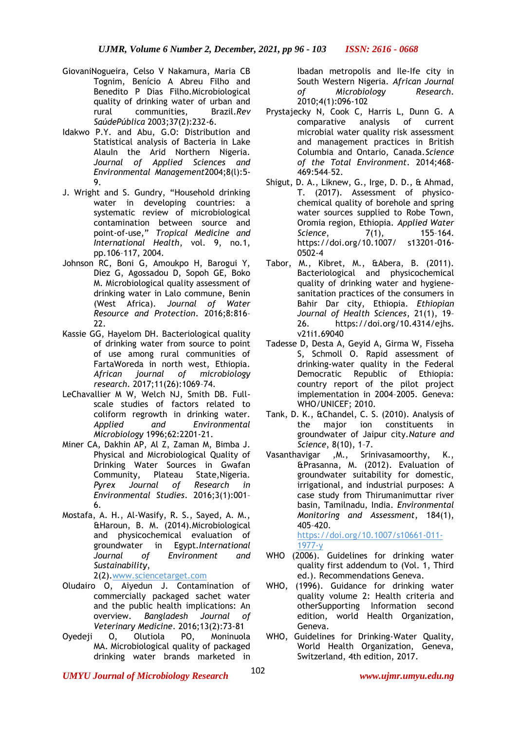GiovaniNogueira, Celso V Nakamura, Maria CB Tognim, Benício A Abreu Filho and Benedito P Dias Filho.Microbiological quality of drinking water of urban and rural communities, Brazil.*Rev SaúdePública* 2003;37(2):232-6.

Idakwo P.Y. and Abu, G.O: Distribution and Statistical analysis of Bacteria in Lake AlauIn the Arid Northern Nigeria. *Journal of Applied Sciences and Environmental Management*2004;8(l):5-9.

J. Wright and S. Gundry, "Household drinking water in developing countries: a systematic review of microbiological contamination between source and point-of-use," *Tropical Medicine and International Health*, vol. 9, no.1, pp.106–117, 2004.

Johnson RC, Boni G, Amoukpo H, Barogui Y, Diez G, Agossadou D, Sopoh GE, Boko M. Microbiological quality assessment of drinking water in Lalo commune, Benin (West Africa). *Journal of Water Resource and Protection*. 2016;8:816–22.

Kassie GG, Hayelom DH. Bacteriological quality of drinking water from source to point of use among rural communities of FartaWoreda in north west, Ethiopia. *African journal of microbiology research*. 2017;11(26):1069–74.

LeChavallier M W, Welch NJ, Smith DB. Full-scale studies of factors related to coliform regrowth in drinking water. *Applied and Environmental Microbiology* 1996;62:2201-21.

Miner CA, Dakhin AP, Al Z, Zaman M, Bimba J. Physical and Microbiological Quality of Drinking Water Sources in Gwafan Community, Plateau State,Nigeria. *Pyrex Journal of Research in Environmental Studies*. 2016;3(1):001–6.

Mostafa, A. H., Al-Wasify, R. S., Sayed, A. M., &Haroun, B. M. (2014).Microbiological and physicochemical evaluation of groundwater in Egypt.*International Journal of Environment and Sustainability*, 2(2).www.sciencetarget.com

Oludairo O, Aiyedun J. Contamination of commercially packaged sachet water and the public health implications: An overview. *Bangladesh Journal of Veterinary Medicine*. 2016;13(2):73-81

Oyedeji O, Olutiola PO, Moninuola MA. Microbiological quality of packaged drinking water brands marketed in Ibadan metropolis and Ile-Ife city in South Western Nigeria. *African Journal of Microbiology Research*. 2010;4(1):096-102

Prystajecky N, Cook C, Harris L, Dunn G. A comparative analysis of current microbial water quality risk assessment and management practices in British Columbia and Ontario, Canada.*Science of the Total Environment*. 2014;468-469:544–52.

Shigut, D. A., Liknew, G., Irge, D. D., & Ahmad, T. (2017). Assessment of physico-chemical quality of borehole and spring water sources supplied to Robe Town, Oromia region, Ethiopia. *Applied Water Science*, 7(1), 155–164. https://doi.org/10.1007/ s13201-016-0502-4

Tabor, M., Kibret, M., &Abera, B. (2011). Bacteriological and physicochemical quality of drinking water and hygiene-sanitation practices of the consumers in Bahir Dar city, Ethiopia. *Ethiopian Journal of Health Sciences*, 21(1), 19–26. https://doi.org/10.4314/ejhs.v21i1.69040

Tadesse D, Desta A, Geyid A, Girma W, Fisseha S, Schmoll O. Rapid assessment of drinking-water quality in the Federal Democratic Republic of Ethiopia: country report of the pilot project implementation in 2004–2005. Geneva: WHO/UNICEF; 2010.

Tank, D. K., &Chandel, C. S. (2010). Analysis of the major ion constituents in groundwater of Jaipur city.*Nature and Science*, 8(10), 1–7.

Vasanthavigar ,M., Srinivasamoorthy, K., &Prasanna, M. (2012). Evaluation of groundwater suitability for domestic, irrigational, and industrial purposes: A case study from Thirumanimuttar river basin, Tamilnadu, India. *Environmental Monitoring and Assessment*, 184(1), 405–420. https://doi.org/10.1007/s10661-011-1977-y

WHO (2006). Guidelines for drinking water quality first addendum to (Vol. 1, Third ed.). Recommendations Geneva.

WHO, (1996). Guidance for drinking water quality volume 2: Health criteria and otherSupporting Information second edition, world Health Organization, Geneva.

WHO, Guidelines for Drinking-Water Quality, World Health Organization, Geneva, Switzerland, 4th edition, 2017.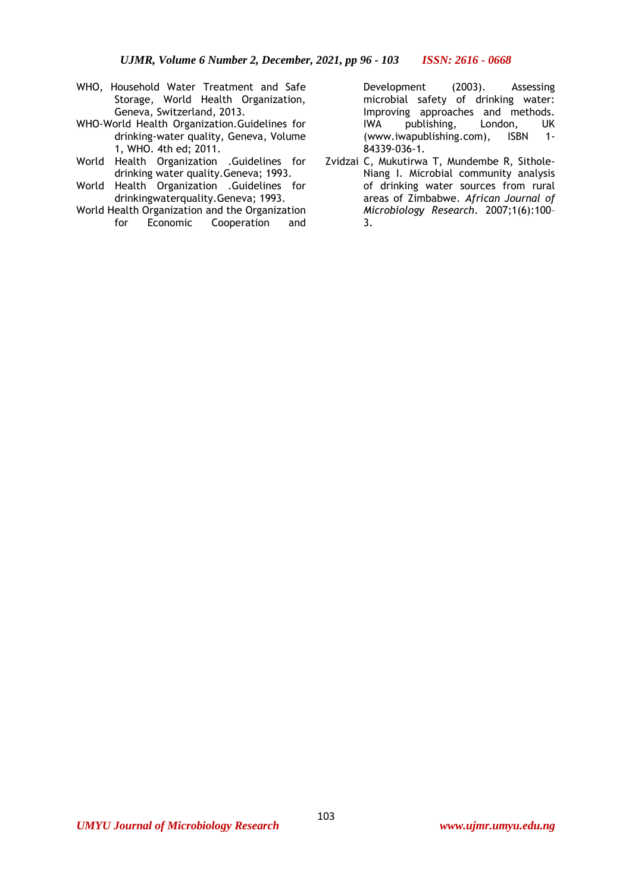WHO, Household Water Treatment and Safe Storage, World Health Organization, Geneva, Switzerland, 2013.

WHO-World Health Organization.Guidelines for drinking-water quality, Geneva, Volume 1, WHO. 4th ed; 2011.

World Health Organization .Guidelines for drinking water quality.Geneva; 1993.

World Health Organization .Guidelines for drinkingwaterquality.Geneva; 1993.

World Health Organization and the Organization for Economic Cooperation and Development (2003). Assessing microbial safety of drinking water: Improving approaches and methods. IWA publishing, London, UK (www.iwapublishing.com), ISBN 1-84339-036-1.

Zvidzai C, Mukutirwa T, Mundembe R, Sithole-Niang I. Microbial community analysis of drinking water sources from rural areas of Zimbabwe. *African Journal of Microbiology Research*. 2007;1(6):100–3.